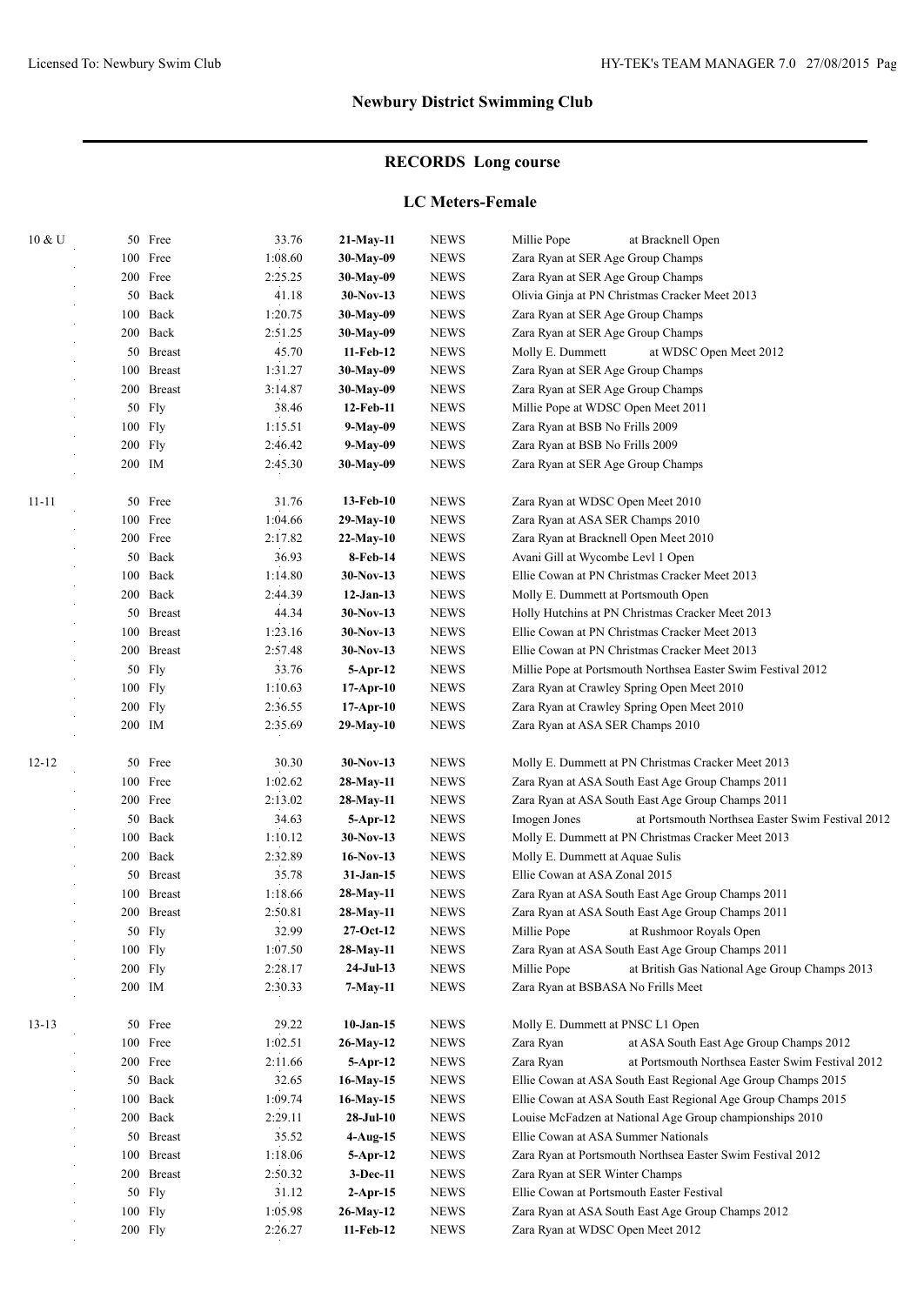## Newbury District Swimming Club

### RECORDS Long course

### LC Meters-Female

| | | | | | |
|---|---|---|---|---|---|
| 10 & U | 50 Free | 33.76 | **21-May-11** | NEWS | Millie Pope at Bracknell Open |
| | 100 Free | 1:08.60 | **30-May-09** | NEWS | Zara Ryan at SER Age Group Champs |
| | 200 Free | 2:25.25 | **30-May-09** | NEWS | Zara Ryan at SER Age Group Champs |
| | 50 Back | 41.18 | **30-Nov-13** | NEWS | Olivia Ginja at PN Christmas Cracker Meet 2013 |
| | 100 Back | 1:20.75 | **30-May-09** | NEWS | Zara Ryan at SER Age Group Champs |
| | 200 Back | 2:51.25 | **30-May-09** | NEWS | Zara Ryan at SER Age Group Champs |
| | 50 Breast | 45.70 | **11-Feb-12** | NEWS | Molly E. Dummett at WDSC Open Meet 2012 |
| | 100 Breast | 1:31.27 | **30-May-09** | NEWS | Zara Ryan at SER Age Group Champs |
| | 200 Breast | 3:14.87 | **30-May-09** | NEWS | Zara Ryan at SER Age Group Champs |
| | 50 Fly | 38.46 | **12-Feb-11** | NEWS | Millie Pope at WDSC Open Meet 2011 |
| | 100 Fly | 1:15.51 | **9-May-09** | NEWS | Zara Ryan at BSB No Frills 2009 |
| | 200 Fly | 2:46.42 | **9-May-09** | NEWS | Zara Ryan at BSB No Frills 2009 |
| | 200 IM | 2:45.30 | **30-May-09** | NEWS | Zara Ryan at SER Age Group Champs |
| 11-11 | 50 Free | 31.76 | **13-Feb-10** | NEWS | Zara Ryan at WDSC Open Meet 2010 |
| | 100 Free | 1:04.66 | **29-May-10** | NEWS | Zara Ryan at ASA SER Champs 2010 |
| | 200 Free | 2:17.82 | **22-May-10** | NEWS | Zara Ryan at Bracknell Open Meet 2010 |
| | 50 Back | 36.93 | **8-Feb-14** | NEWS | Avani Gill at Wycombe Levl 1 Open |
| | 100 Back | 1:14.80 | **30-Nov-13** | NEWS | Ellie Cowan at PN Christmas Cracker Meet 2013 |
| | 200 Back | 2:44.39 | **12-Jan-13** | NEWS | Molly E. Dummett at Portsmouth Open |
| | 50 Breast | 44.34 | **30-Nov-13** | NEWS | Holly Hutchins at PN Christmas Cracker Meet 2013 |
| | 100 Breast | 1:23.16 | **30-Nov-13** | NEWS | Ellie Cowan at PN Christmas Cracker Meet 2013 |
| | 200 Breast | 2:57.48 | **30-Nov-13** | NEWS | Ellie Cowan at PN Christmas Cracker Meet 2013 |
| | 50 Fly | 33.76 | **5-Apr-12** | NEWS | Millie Pope at Portsmouth Northsea Easter Swim Festival 2012 |
| | 100 Fly | 1:10.63 | **17-Apr-10** | NEWS | Zara Ryan at Crawley Spring Open Meet 2010 |
| | 200 Fly | 2:36.55 | **17-Apr-10** | NEWS | Zara Ryan at Crawley Spring Open Meet 2010 |
| | 200 IM | 2:35.69 | **29-May-10** | NEWS | Zara Ryan at ASA SER Champs 2010 |
| 12-12 | 50 Free | 30.30 | **30-Nov-13** | NEWS | Molly E. Dummett at PN Christmas Cracker Meet 2013 |
| | 100 Free | 1:02.62 | **28-May-11** | NEWS | Zara Ryan at ASA South East Age Group Champs 2011 |
| | 200 Free | 2:13.02 | **28-May-11** | NEWS | Zara Ryan at ASA South East Age Group Champs 2011 |
| | 50 Back | 34.63 | **5-Apr-12** | NEWS | Imogen Jones at Portsmouth Northsea Easter Swim Festival 2012 |
| | 100 Back | 1:10.12 | **30-Nov-13** | NEWS | Molly E. Dummett at PN Christmas Cracker Meet 2013 |
| | 200 Back | 2:32.89 | **16-Nov-13** | NEWS | Molly E. Dummett at Aquae Sulis |
| | 50 Breast | 35.78 | **31-Jan-15** | NEWS | Ellie Cowan at ASA Zonal 2015 |
| | 100 Breast | 1:18.66 | **28-May-11** | NEWS | Zara Ryan at ASA South East Age Group Champs 2011 |
| | 200 Breast | 2:50.81 | **28-May-11** | NEWS | Zara Ryan at ASA South East Age Group Champs 2011 |
| | 50 Fly | 32.99 | **27-Oct-12** | NEWS | Millie Pope at Rushmoor Royals Open |
| | 100 Fly | 1:07.50 | **28-May-11** | NEWS | Zara Ryan at ASA South East Age Group Champs 2011 |
| | 200 Fly | 2:28.17 | **24-Jul-13** | NEWS | Millie Pope at British Gas National Age Group Champs 2013 |
| | 200 IM | 2:30.33 | **7-May-11** | NEWS | Zara Ryan at BSBASA No Frills Meet |
| 13-13 | 50 Free | 29.22 | **10-Jan-15** | NEWS | Molly E. Dummett at PNSC L1 Open |
| | 100 Free | 1:02.51 | **26-May-12** | NEWS | Zara Ryan at ASA South East Age Group Champs 2012 |
| | 200 Free | 2:11.66 | **5-Apr-12** | NEWS | Zara Ryan at Portsmouth Northsea Easter Swim Festival 2012 |
| | 50 Back | 32.65 | **16-May-15** | NEWS | Ellie Cowan at ASA South East Regional Age Group Champs 2015 |
| | 100 Back | 1:09.74 | **16-May-15** | NEWS | Ellie Cowan at ASA South East Regional Age Group Champs 2015 |
| | 200 Back | 2:29.11 | **28-Jul-10** | NEWS | Louise McFadzen at National Age Group championships 2010 |
| | 50 Breast | 35.52 | **4-Aug-15** | NEWS | Ellie Cowan at ASA Summer Nationals |
| | 100 Breast | 1:18.06 | **5-Apr-12** | NEWS | Zara Ryan at Portsmouth Northsea Easter Swim Festival 2012 |
| | 200 Breast | 2:50.32 | **3-Dec-11** | NEWS | Zara Ryan at SER Winter Champs |
| | 50 Fly | 31.12 | **2-Apr-15** | NEWS | Ellie Cowan at Portsmouth Easter Festival |
| | 100 Fly | 1:05.98 | **26-May-12** | NEWS | Zara Ryan at ASA South East Age Group Champs 2012 |
| | 200 Fly | 2:26.27 | **11-Feb-12** | NEWS | Zara Ryan at WDSC Open Meet 2012 |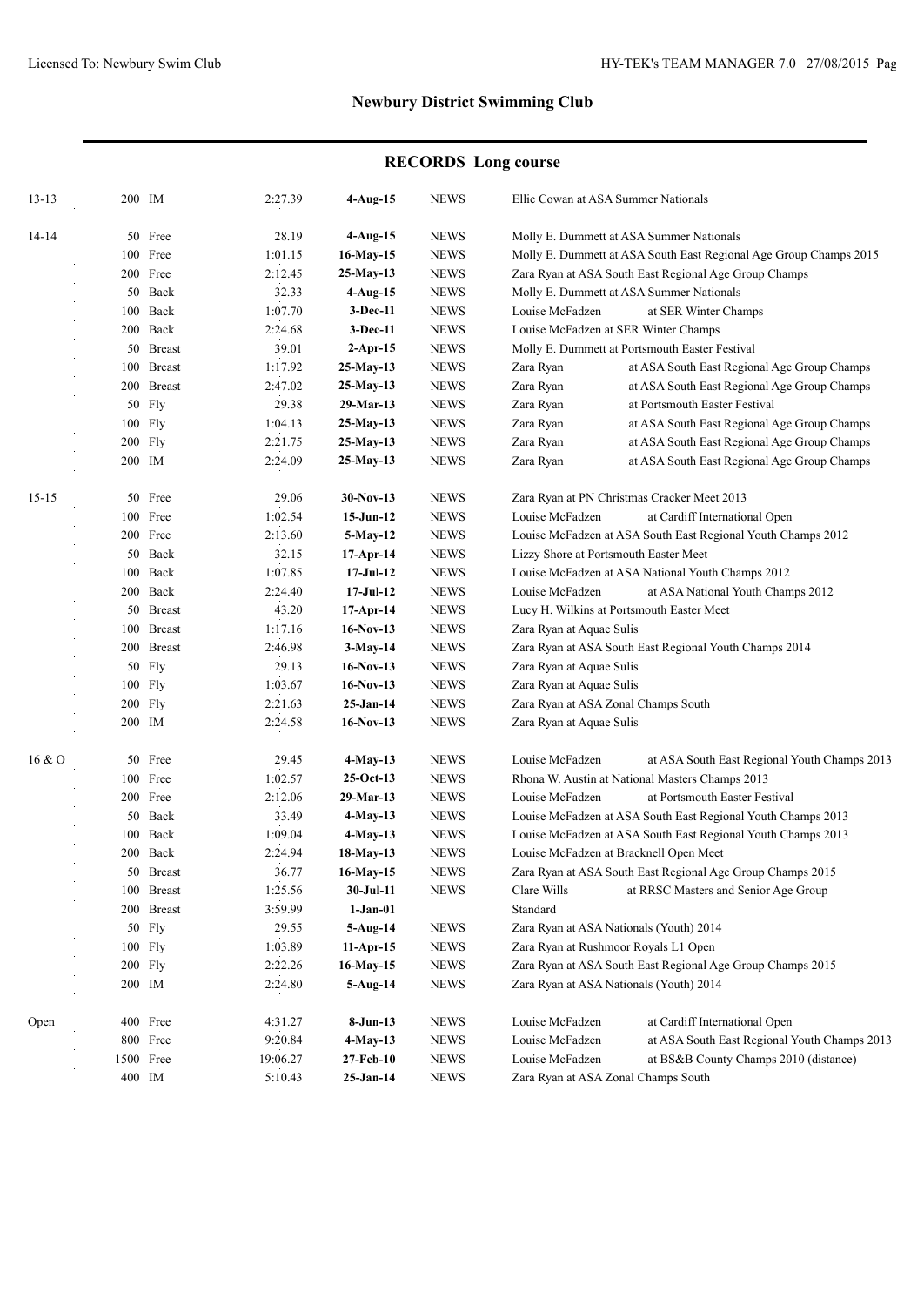## Newbury District Swimming Club

### RECORDS Long course

| | | | | | | |
|---|---|---|---|---|---|---|
| 13-13 | 200 | IM | 2:27.39 | **4-Aug-15** | NEWS | Ellie Cowan at ASA Summer Nationals |
| 14-14 | 50 | Free | 28.19 | **4-Aug-15** | NEWS | Molly E. Dummett at ASA Summer Nationals |
| | 100 | Free | 1:01.15 | **16-May-15** | NEWS | Molly E. Dummett at ASA South East Regional Age Group Champs 2015 |
| | 200 | Free | 2:12.45 | **25-May-13** | NEWS | Zara Ryan at ASA South East Regional Age Group Champs |
| | 50 | Back | 32.33 | **4-Aug-15** | NEWS | Molly E. Dummett at ASA Summer Nationals |
| | 100 | Back | 1:07.70 | **3-Dec-11** | NEWS | Louise McFadzen at SER Winter Champs |
| | 200 | Back | 2:24.68 | **3-Dec-11** | NEWS | Louise McFadzen at SER Winter Champs |
| | 50 | Breast | 39.01 | **2-Apr-15** | NEWS | Molly E. Dummett at Portsmouth Easter Festival |
| | 100 | Breast | 1:17.92 | **25-May-13** | NEWS | Zara Ryan at ASA South East Regional Age Group Champs |
| | 200 | Breast | 2:47.02 | **25-May-13** | NEWS | Zara Ryan at ASA South East Regional Age Group Champs |
| | 50 | Fly | 29.38 | **29-Mar-13** | NEWS | Zara Ryan at Portsmouth Easter Festival |
| | 100 | Fly | 1:04.13 | **25-May-13** | NEWS | Zara Ryan at ASA South East Regional Age Group Champs |
| | 200 | Fly | 2:21.75 | **25-May-13** | NEWS | Zara Ryan at ASA South East Regional Age Group Champs |
| | 200 | IM | 2:24.09 | **25-May-13** | NEWS | Zara Ryan at ASA South East Regional Age Group Champs |
| 15-15 | 50 | Free | 29.06 | **30-Nov-13** | NEWS | Zara Ryan at PN Christmas Cracker Meet 2013 |
| | 100 | Free | 1:02.54 | **15-Jun-12** | NEWS | Louise McFadzen at Cardiff International Open |
| | 200 | Free | 2:13.60 | **5-May-12** | NEWS | Louise McFadzen at ASA South East Regional Youth Champs 2012 |
| | 50 | Back | 32.15 | **17-Apr-14** | NEWS | Lizzy Shore at Portsmouth Easter Meet |
| | 100 | Back | 1:07.85 | **17-Jul-12** | NEWS | Louise McFadzen at ASA National Youth Champs 2012 |
| | 200 | Back | 2:24.40 | **17-Jul-12** | NEWS | Louise McFadzen at ASA National Youth Champs 2012 |
| | 50 | Breast | 43.20 | **17-Apr-14** | NEWS | Lucy H. Wilkins at Portsmouth Easter Meet |
| | 100 | Breast | 1:17.16 | **16-Nov-13** | NEWS | Zara Ryan at Aquae Sulis |
| | 200 | Breast | 2:46.98 | **3-May-14** | NEWS | Zara Ryan at ASA South East Regional Youth Champs 2014 |
| | 50 | Fly | 29.13 | **16-Nov-13** | NEWS | Zara Ryan at Aquae Sulis |
| | 100 | Fly | 1:03.67 | **16-Nov-13** | NEWS | Zara Ryan at Aquae Sulis |
| | 200 | Fly | 2:21.63 | **25-Jan-14** | NEWS | Zara Ryan at ASA Zonal Champs South |
| | 200 | IM | 2:24.58 | **16-Nov-13** | NEWS | Zara Ryan at Aquae Sulis |
| 16 & O | 50 | Free | 29.45 | **4-May-13** | NEWS | Louise McFadzen at ASA South East Regional Youth Champs 2013 |
| | 100 | Free | 1:02.57 | **25-Oct-13** | NEWS | Rhona W. Austin at National Masters Champs 2013 |
| | 200 | Free | 2:12.06 | **29-Mar-13** | NEWS | Louise McFadzen at Portsmouth Easter Festival |
| | 50 | Back | 33.49 | **4-May-13** | NEWS | Louise McFadzen at ASA South East Regional Youth Champs 2013 |
| | 100 | Back | 1:09.04 | **4-May-13** | NEWS | Louise McFadzen at ASA South East Regional Youth Champs 2013 |
| | 200 | Back | 2:24.94 | **18-May-13** | NEWS | Louise McFadzen at Bracknell Open Meet |
| | 50 | Breast | 36.77 | **16-May-15** | NEWS | Zara Ryan at ASA South East Regional Age Group Champs 2015 |
| | 100 | Breast | 1:25.56 | **30-Jul-11** | NEWS | Clare Wills at RRSC Masters and Senior Age Group |
| | 200 | Breast | 3:59.99 | **1-Jan-01** | | Standard |
| | 50 | Fly | 29.55 | **5-Aug-14** | NEWS | Zara Ryan at ASA Nationals (Youth) 2014 |
| | 100 | Fly | 1:03.89 | **11-Apr-15** | NEWS | Zara Ryan at Rushmoor Royals L1 Open |
| | 200 | Fly | 2:22.26 | **16-May-15** | NEWS | Zara Ryan at ASA South East Regional Age Group Champs 2015 |
| | 200 | IM | 2:24.80 | **5-Aug-14** | NEWS | Zara Ryan at ASA Nationals (Youth) 2014 |
| Open | 400 | Free | 4:31.27 | **8-Jun-13** | NEWS | Louise McFadzen at Cardiff International Open |
| | 800 | Free | 9:20.84 | **4-May-13** | NEWS | Louise McFadzen at ASA South East Regional Youth Champs 2013 |
| | 1500 | Free | 19:06.27 | **27-Feb-10** | NEWS | Louise McFadzen at BS&B County Champs 2010 (distance) |
| | 400 | IM | 5:10.43 | **25-Jan-14** | NEWS | Zara Ryan at ASA Zonal Champs South |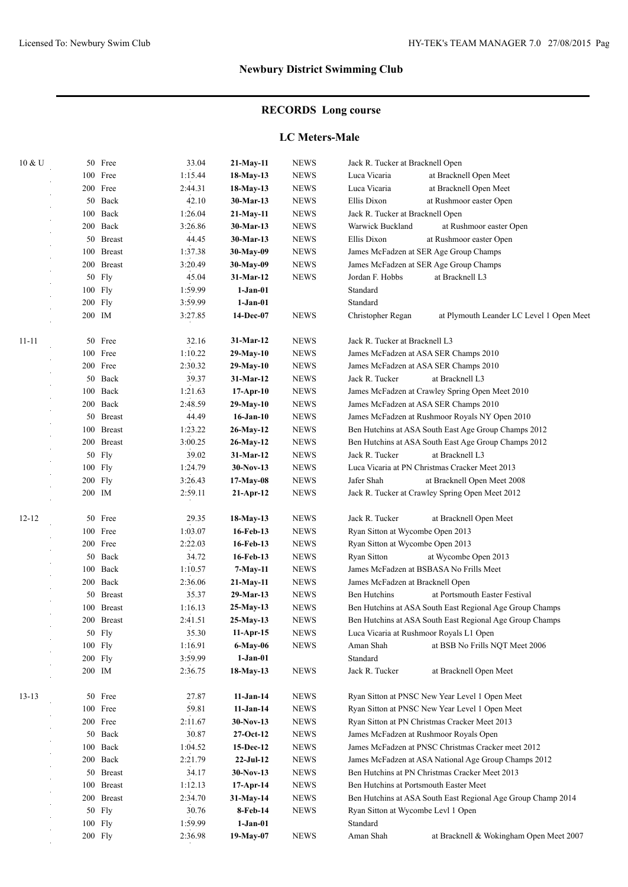# Newbury District Swimming Club

## RECORDS Long course

### LC Meters-Male

| | | | | | |
|---|---|---|---|---|---|
| 10 & U | 50 Free | 33.04 | **21-May-11** | NEWS | Jack R. Tucker at Bracknell Open |
| | 100 Free | 1:15.44 | **18-May-13** | NEWS | Luca Vicaria at Bracknell Open Meet |
| | 200 Free | 2:44.31 | **18-May-13** | NEWS | Luca Vicaria at Bracknell Open Meet |
| | 50 Back | 42.10 | **30-Mar-13** | NEWS | Ellis Dixon at Rushmoor easter Open |
| | 100 Back | 1:26.04 | **21-May-11** | NEWS | Jack R. Tucker at Bracknell Open |
| | 200 Back | 3:26.86 | **30-Mar-13** | NEWS | Warwick Buckland at Rushmoor easter Open |
| | 50 Breast | 44.45 | **30-Mar-13** | NEWS | Ellis Dixon at Rushmoor easter Open |
| | 100 Breast | 1:37.38 | **30-May-09** | NEWS | James McFadzen at SER Age Group Champs |
| | 200 Breast | 3:20.49 | **30-May-09** | NEWS | James McFadzen at SER Age Group Champs |
| | 50 Fly | 45.04 | **31-Mar-12** | NEWS | Jordan F. Hobbs at Bracknell L3 |
| | 100 Fly | 1:59.99 | **1-Jan-01** | | Standard |
| | 200 Fly | 3:59.99 | **1-Jan-01** | | Standard |
| | 200 IM | 3:27.85 | **14-Dec-07** | NEWS | Christopher Regan at Plymouth Leander LC Level 1 Open Meet |
| 11-11 | 50 Free | 32.16 | **31-Mar-12** | NEWS | Jack R. Tucker at Bracknell L3 |
| | 100 Free | 1:10.22 | **29-May-10** | NEWS | James McFadzen at ASA SER Champs 2010 |
| | 200 Free | 2:30.32 | **29-May-10** | NEWS | James McFadzen at ASA SER Champs 2010 |
| | 50 Back | 39.37 | **31-Mar-12** | NEWS | Jack R. Tucker at Bracknell L3 |
| | 100 Back | 1:21.63 | **17-Apr-10** | NEWS | James McFadzen at Crawley Spring Open Meet 2010 |
| | 200 Back | 2:48.59 | **29-May-10** | NEWS | James McFadzen at ASA SER Champs 2010 |
| | 50 Breast | 44.49 | **16-Jan-10** | NEWS | James McFadzen at Rushmoor Royals NY Open 2010 |
| | 100 Breast | 1:23.22 | **26-May-12** | NEWS | Ben Hutchins at ASA South East Age Group Champs 2012 |
| | 200 Breast | 3:00.25 | **26-May-12** | NEWS | Ben Hutchins at ASA South East Age Group Champs 2012 |
| | 50 Fly | 39.02 | **31-Mar-12** | NEWS | Jack R. Tucker at Bracknell L3 |
| | 100 Fly | 1:24.79 | **30-Nov-13** | NEWS | Luca Vicaria at PN Christmas Cracker Meet 2013 |
| | 200 Fly | 3:26.43 | **17-May-08** | NEWS | Jafer Shah at Bracknell Open Meet 2008 |
| | 200 IM | 2:59.11 | **21-Apr-12** | NEWS | Jack R. Tucker at Crawley Spring Open Meet 2012 |
| 12-12 | 50 Free | 29.35 | **18-May-13** | NEWS | Jack R. Tucker at Bracknell Open Meet |
| | 100 Free | 1:03.07 | **16-Feb-13** | NEWS | Ryan Sitton at Wycombe Open 2013 |
| | 200 Free | 2:22.03 | **16-Feb-13** | NEWS | Ryan Sitton at Wycombe Open 2013 |
| | 50 Back | 34.72 | **16-Feb-13** | NEWS | Ryan Sitton at Wycombe Open 2013 |
| | 100 Back | 1:10.57 | **7-May-11** | NEWS | James McFadzen at BSBASA No Frills Meet |
| | 200 Back | 2:36.06 | **21-May-11** | NEWS | James McFadzen at Bracknell Open |
| | 50 Breast | 35.37 | **29-Mar-13** | NEWS | Ben Hutchins at Portsmouth Easter Festival |
| | 100 Breast | 1:16.13 | **25-May-13** | NEWS | Ben Hutchins at ASA South East Regional Age Group Champs |
| | 200 Breast | 2:41.51 | **25-May-13** | NEWS | Ben Hutchins at ASA South East Regional Age Group Champs |
| | 50 Fly | 35.30 | **11-Apr-15** | NEWS | Luca Vicaria at Rushmoor Royals L1 Open |
| | 100 Fly | 1:16.91 | **6-May-06** | NEWS | Aman Shah at BSB No Frills NQT Meet 2006 |
| | 200 Fly | 3:59.99 | **1-Jan-01** | | Standard |
| | 200 IM | 2:36.75 | **18-May-13** | NEWS | Jack R. Tucker at Bracknell Open Meet |
| 13-13 | 50 Free | 27.87 | **11-Jan-14** | NEWS | Ryan Sitton at PNSC New Year Level 1 Open Meet |
| | 100 Free | 59.81 | **11-Jan-14** | NEWS | Ryan Sitton at PNSC New Year Level 1 Open Meet |
| | 200 Free | 2:11.67 | **30-Nov-13** | NEWS | Ryan Sitton at PN Christmas Cracker Meet 2013 |
| | 50 Back | 30.87 | **27-Oct-12** | NEWS | James McFadzen at Rushmoor Royals Open |
| | 100 Back | 1:04.52 | **15-Dec-12** | NEWS | James McFadzen at PNSC Christmas Cracker meet 2012 |
| | 200 Back | 2:21.79 | **22-Jul-12** | NEWS | James McFadzen at ASA National Age Group Champs 2012 |
| | 50 Breast | 34.17 | **30-Nov-13** | NEWS | Ben Hutchins at PN Christmas Cracker Meet 2013 |
| | 100 Breast | 1:12.13 | **17-Apr-14** | NEWS | Ben Hutchins at Portsmouth Easter Meet |
| | 200 Breast | 2:34.70 | **31-May-14** | NEWS | Ben Hutchins at ASA South East Regional Age Group Champ 2014 |
| | 50 Fly | 30.76 | **8-Feb-14** | NEWS | Ryan Sitton at Wycombe Levl 1 Open |
| | 100 Fly | 1:59.99 | **1-Jan-01** | | Standard |
| | 200 Fly | 2:36.98 | **19-May-07** | NEWS | Aman Shah at Bracknell & Wokingham Open Meet 2007 |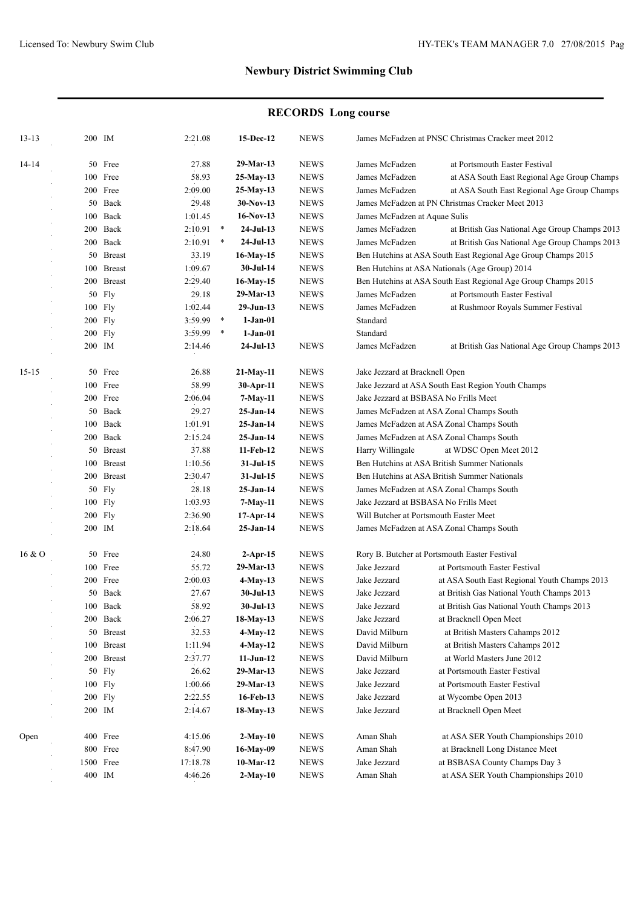# Newbury District Swimming Club

## RECORDS Long course

| | | | | | | | |
|---|---|---|---|---|---|---|---|
| 13-13 | 200 IM | 2:21.08 | | 15-Dec-12 | NEWS | James McFadzen at PNSC Christmas Cracker meet 2012 | |
| 14-14 | 50 Free | 27.88 | | 29-Mar-13 | NEWS | James McFadzen | at Portsmouth Easter Festival |
| | 100 Free | 58.93 | | 25-May-13 | NEWS | James McFadzen | at ASA South East Regional Age Group Champs |
| | 200 Free | 2:09.00 | | 25-May-13 | NEWS | James McFadzen | at ASA South East Regional Age Group Champs |
| | 50 Back | 29.48 | | 30-Nov-13 | NEWS | James McFadzen at PN Christmas Cracker Meet 2013 | |
| | 100 Back | 1:01.45 | | 16-Nov-13 | NEWS | James McFadzen at Aquae Sulis | |
| | 200 Back | 2:10.91 | * | 24-Jul-13 | NEWS | James McFadzen | at British Gas National Age Group Champs 2013 |
| | 200 Back | 2:10.91 | * | 24-Jul-13 | NEWS | James McFadzen | at British Gas National Age Group Champs 2013 |
| | 50 Breast | 33.19 | | 16-May-15 | NEWS | Ben Hutchins at ASA South East Regional Age Group Champs 2015 | |
| | 100 Breast | 1:09.67 | | 30-Jul-14 | NEWS | Ben Hutchins at ASA Nationals (Age Group) 2014 | |
| | 200 Breast | 2:29.40 | | 16-May-15 | NEWS | Ben Hutchins at ASA South East Regional Age Group Champs 2015 | |
| | 50 Fly | 29.18 | | 29-Mar-13 | NEWS | James McFadzen | at Portsmouth Easter Festival |
| | 100 Fly | 1:02.44 | | 29-Jun-13 | NEWS | James McFadzen | at Rushmoor Royals Summer Festival |
| | 200 Fly | 3:59.99 | * | 1-Jan-01 | | Standard | |
| | 200 Fly | 3:59.99 | * | 1-Jan-01 | | Standard | |
| | 200 IM | 2:14.46 | | 24-Jul-13 | NEWS | James McFadzen | at British Gas National Age Group Champs 2013 |
| 15-15 | 50 Free | 26.88 | | 21-May-11 | NEWS | Jake Jezzard at Bracknell Open | |
| | 100 Free | 58.99 | | 30-Apr-11 | NEWS | Jake Jezzard at ASA South East Region Youth Champs | |
| | 200 Free | 2:06.04 | | 7-May-11 | NEWS | Jake Jezzard at BSBASA No Frills Meet | |
| | 50 Back | 29.27 | | 25-Jan-14 | NEWS | James McFadzen at ASA Zonal Champs South | |
| | 100 Back | 1:01.91 | | 25-Jan-14 | NEWS | James McFadzen at ASA Zonal Champs South | |
| | 200 Back | 2:15.24 | | 25-Jan-14 | NEWS | James McFadzen at ASA Zonal Champs South | |
| | 50 Breast | 37.88 | | 11-Feb-12 | NEWS | Harry Willingale | at WDSC Open Meet 2012 |
| | 100 Breast | 1:10.56 | | 31-Jul-15 | NEWS | Ben Hutchins at ASA British Summer Nationals | |
| | 200 Breast | 2:30.47 | | 31-Jul-15 | NEWS | Ben Hutchins at ASA British Summer Nationals | |
| | 50 Fly | 28.18 | | 25-Jan-14 | NEWS | James McFadzen at ASA Zonal Champs South | |
| | 100 Fly | 1:03.93 | | 7-May-11 | NEWS | Jake Jezzard at BSBASA No Frills Meet | |
| | 200 Fly | 2:36.90 | | 17-Apr-14 | NEWS | Will Butcher at Portsmouth Easter Meet | |
| | 200 IM | 2:18.64 | | 25-Jan-14 | NEWS | James McFadzen at ASA Zonal Champs South | |
| 16 & O | 50 Free | 24.80 | | 2-Apr-15 | NEWS | Rory B. Butcher at Portsmouth Easter Festival | |
| | 100 Free | 55.72 | | 29-Mar-13 | NEWS | Jake Jezzard | at Portsmouth Easter Festival |
| | 200 Free | 2:00.03 | | 4-May-13 | NEWS | Jake Jezzard | at ASA South East Regional Youth Champs 2013 |
| | 50 Back | 27.67 | | 30-Jul-13 | NEWS | Jake Jezzard | at British Gas National Youth Champs 2013 |
| | 100 Back | 58.92 | | 30-Jul-13 | NEWS | Jake Jezzard | at British Gas National Youth Champs 2013 |
| | 200 Back | 2:06.27 | | 18-May-13 | NEWS | Jake Jezzard | at Bracknell Open Meet |
| | 50 Breast | 32.53 | | 4-May-12 | NEWS | David Milburn | at British Masters Cahamps 2012 |
| | 100 Breast | 1:11.94 | | 4-May-12 | NEWS | David Milburn | at British Masters Cahamps 2012 |
| | 200 Breast | 2:37.77 | | 11-Jun-12 | NEWS | David Milburn | at World Masters June 2012 |
| | 50 Fly | 26.62 | | 29-Mar-13 | NEWS | Jake Jezzard | at Portsmouth Easter Festival |
| | 100 Fly | 1:00.66 | | 29-Mar-13 | NEWS | Jake Jezzard | at Portsmouth Easter Festival |
| | 200 Fly | 2:22.55 | | 16-Feb-13 | NEWS | Jake Jezzard | at Wycombe Open 2013 |
| | 200 IM | 2:14.67 | | 18-May-13 | NEWS | Jake Jezzard | at Bracknell Open Meet |
| Open | 400 Free | 4:15.06 | | 2-May-10 | NEWS | Aman Shah | at ASA SER Youth Championships 2010 |
| | 800 Free | 8:47.90 | | 16-May-09 | NEWS | Aman Shah | at Bracknell Long Distance Meet |
| | 1500 Free | 17:18.78 | | 10-Mar-12 | NEWS | Jake Jezzard | at BSBASA County Champs Day 3 |
| | 400 IM | 4:46.26 | | 2-May-10 | NEWS | Aman Shah | at ASA SER Youth Championships 2010 |